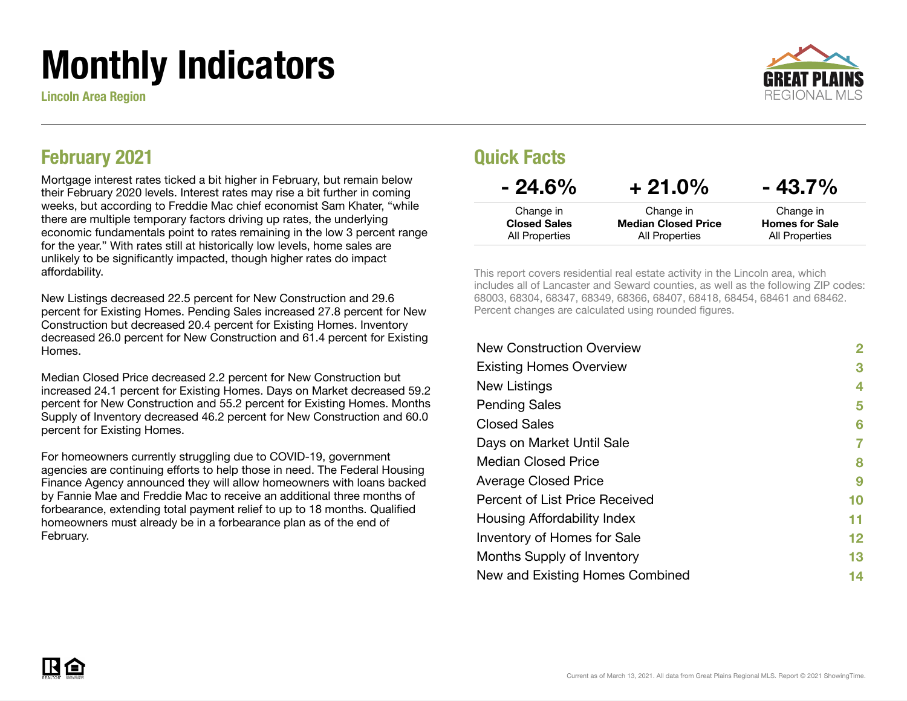# Monthly Indicators

Lincoln Area Region

## February 2021

Mortgage interest rates ticked a bit higher in February, but remain below their February 2020 levels. Interest rates may rise a bit further in coming weeks, but according to Freddie Mac chief economist Sam Khater, "while there are multiple temporary factors driving up rates, the underlying economic fundamentals point to rates remaining in the low 3 percent range for the year." With rates still at historically low levels, home sales are unlikely to be significantly impacted, though higher rates do impact affordability.

New Listings decreased 22.5 percent for New Construction and 29.6 percent for Existing Homes. Pending Sales increased 27.8 percent for New Construction but decreased 20.4 percent for Existing Homes. Inventory decreased 26.0 percent for New Construction and 61.4 percent for Existing Homes.

Median Closed Price decreased 2.2 percent for New Construction but increased 24.1 percent for Existing Homes. Days on Market decreased 59.2 percent for New Construction and 55.2 percent for Existing Homes. Months Supply of Inventory decreased 46.2 percent for New Construction and 60.0 percent for Existing Homes.

For homeowners currently struggling due to COVID-19, government agencies are continuing efforts to help those in need. The Federal Housing Finance Agency announced they will allow homeowners with loans backed by Fannie Mae and Freddie Mac to receive an additional three months of forbearance, extending total payment relief to up to 18 months. Qualified homeowners must already be in a forbearance plan as of the end of February.

## Quick Facts

| - 24.6% | + 21.0% | - 43.7% |
|---|---|---|
| Change in **Closed Sales** All Properties | Change in **Median Closed Price** All Properties | Change in **Homes for Sale** All Properties |

This report covers residential real estate activity in the Lincoln area, which includes all of Lancaster and Seward counties, as well as the following ZIP codes: 68003, 68304, 68347, 68349, 68366, 68407, 68418, 68454, 68461 and 68462. Percent changes are calculated using rounded figures.

| | |
|---|---|
| New Construction Overview | 2 |
| Existing Homes Overview | 3 |
| New Listings | 4 |
| Pending Sales | 5 |
| Closed Sales | 6 |
| Days on Market Until Sale | 7 |
| Median Closed Price | 8 |
| Average Closed Price | 9 |
| Percent of List Price Received | 10 |
| Housing Affordability Index | 11 |
| Inventory of Homes for Sale | 12 |
| Months Supply of Inventory | 13 |
| New and Existing Homes Combined | 14 |

Current as of March 13, 2021. All data from Great Plains Regional MLS. Report © 2021 ShowingTime.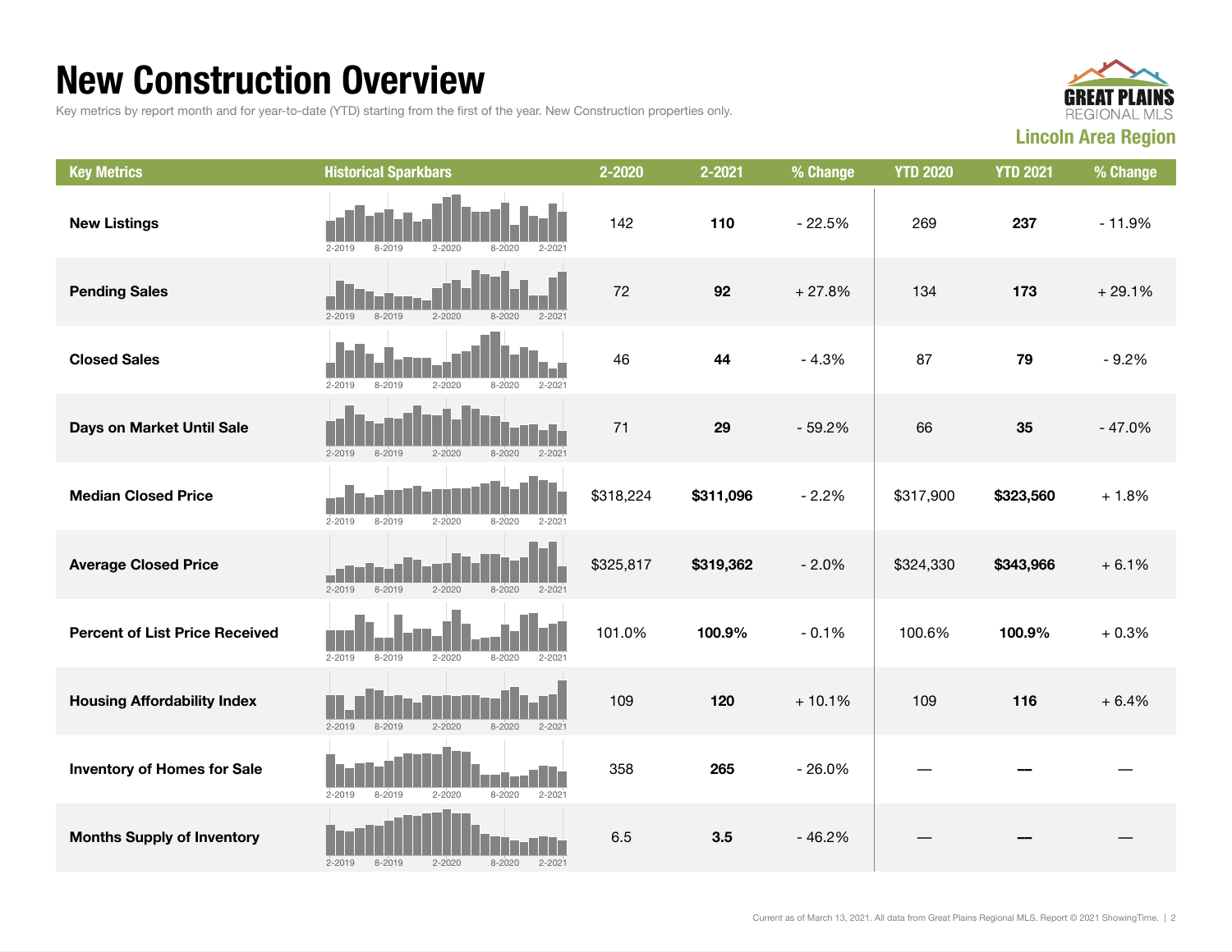# New Construction Overview

Key metrics by report month and for year-to-date (YTD) starting from the first of the year. New Construction properties only.

**GREAT PLAINS REGIONAL MLS**

**Lincoln Area Region**

| Key Metrics | Historical Sparkbars | 2-2020 | 2-2021 | % Change | YTD 2020 | YTD 2021 | % Change |
|---|---|---|---|---|---|---|---|
| **New Listings** | 2-2019 8-2019 2-2020 8-2020 2-2021 | 142 | **110** | - 22.5% | 269 | **237** | - 11.9% |
| **Pending Sales** | 2-2019 8-2019 2-2020 8-2020 2-2021 | 72 | **92** | + 27.8% | 134 | **173** | + 29.1% |
| **Closed Sales** | 2-2019 8-2019 2-2020 8-2020 2-2021 | 46 | **44** | - 4.3% | 87 | **79** | - 9.2% |
| **Days on Market Until Sale** | 2-2019 8-2019 2-2020 8-2020 2-2021 | 71 | **29** | - 59.2% | 66 | **35** | - 47.0% |
| **Median Closed Price** | 2-2019 8-2019 2-2020 8-2020 2-2021 | $318,224 | **$311,096** | - 2.2% | $317,900 | **$323,560** | + 1.8% |
| **Average Closed Price** | 2-2019 8-2019 2-2020 8-2020 2-2021 | $325,817 | **$319,362** | - 2.0% | $324,330 | **$343,966** | + 6.1% |
| **Percent of List Price Received** | 2-2019 8-2019 2-2020 8-2020 2-2021 | 101.0% | **100.9%** | - 0.1% | 100.6% | **100.9%** | + 0.3% |
| **Housing Affordability Index** | 2-2019 8-2019 2-2020 8-2020 2-2021 | 109 | **120** | + 10.1% | 109 | **116** | + 6.4% |
| **Inventory of Homes for Sale** | 2-2019 8-2019 2-2020 8-2020 2-2021 | 358 | **265** | - 26.0% | — | **—** | — |
| **Months Supply of Inventory** | 2-2019 8-2019 2-2020 8-2020 2-2021 | 6.5 | **3.5** | - 46.2% | — | **—** | — |

Current as of March 13, 2021. All data from Great Plains Regional MLS. Report © 2021 ShowingTime.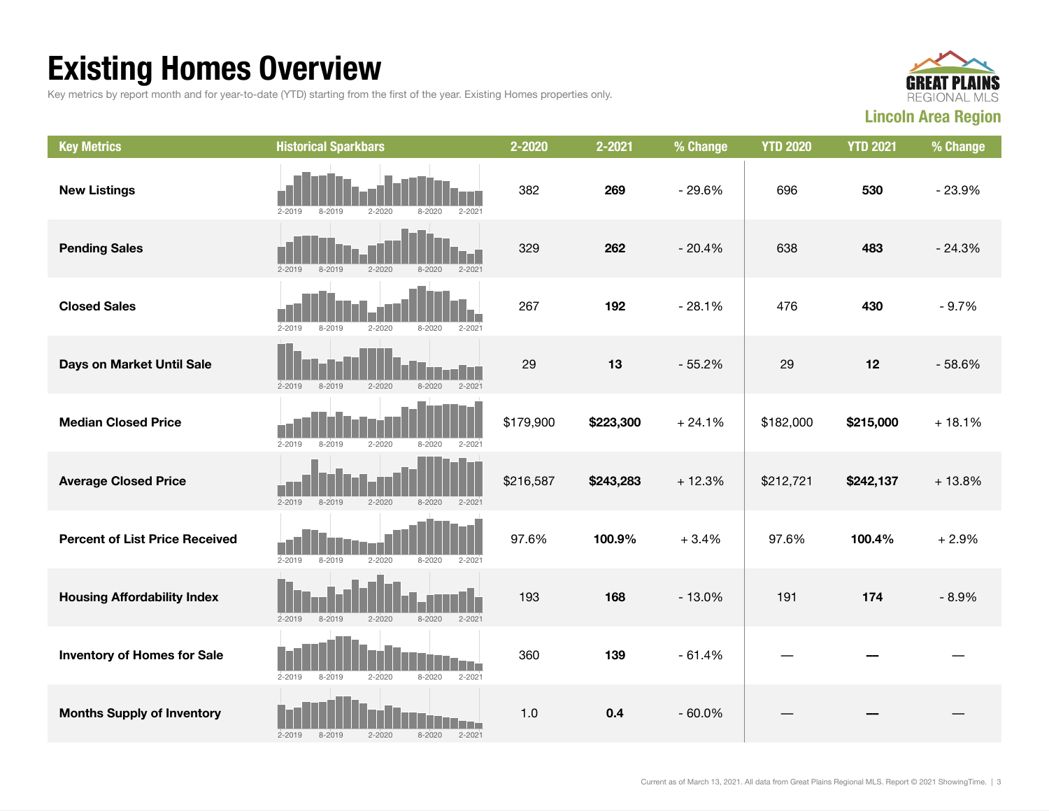# Existing Homes Overview

Key metrics by report month and for year-to-date (YTD) starting from the first of the year. Existing Homes properties only.

GREAT PLAINS REGIONAL MLS

**Lincoln Area Region**

| Key Metrics | Historical Sparkbars | 2-2020 | 2-2021 | % Change | YTD 2020 | YTD 2021 | % Change |
|---|---|---|---|---|---|---|---|
| **New Listings** | 2-2019 8-2019 2-2020 8-2020 2-2021 | 382 | **269** | - 29.6% | 696 | **530** | - 23.9% |
| **Pending Sales** | 2-2019 8-2019 2-2020 8-2020 2-2021 | 329 | **262** | - 20.4% | 638 | **483** | - 24.3% |
| **Closed Sales** | 2-2019 8-2019 2-2020 8-2020 2-2021 | 267 | **192** | - 28.1% | 476 | **430** | - 9.7% |
| **Days on Market Until Sale** | 2-2019 8-2019 2-2020 8-2020 2-2021 | 29 | **13** | - 55.2% | 29 | **12** | - 58.6% |
| **Median Closed Price** | 2-2019 8-2019 2-2020 8-2020 2-2021 | $179,900 | **$223,300** | + 24.1% | $182,000 | **$215,000** | + 18.1% |
| **Average Closed Price** | 2-2019 8-2019 2-2020 8-2020 2-2021 | $216,587 | **$243,283** | + 12.3% | $212,721 | **$242,137** | + 13.8% |
| **Percent of List Price Received** | 2-2019 8-2019 2-2020 8-2020 2-2021 | 97.6% | **100.9%** | + 3.4% | 97.6% | **100.4%** | + 2.9% |
| **Housing Affordability Index** | 2-2019 8-2019 2-2020 8-2020 2-2021 | 193 | **168** | - 13.0% | 191 | **174** | - 8.9% |
| **Inventory of Homes for Sale** | 2-2019 8-2019 2-2020 8-2020 2-2021 | 360 | **139** | - 61.4% | — | **—** | — |
| **Months Supply of Inventory** | 2-2019 8-2019 2-2020 8-2020 2-2021 | 1.0 | **0.4** | - 60.0% | — | **—** | — |

Current as of March 13, 2021. All data from Great Plains Regional MLS. Report © 2021 ShowingTime.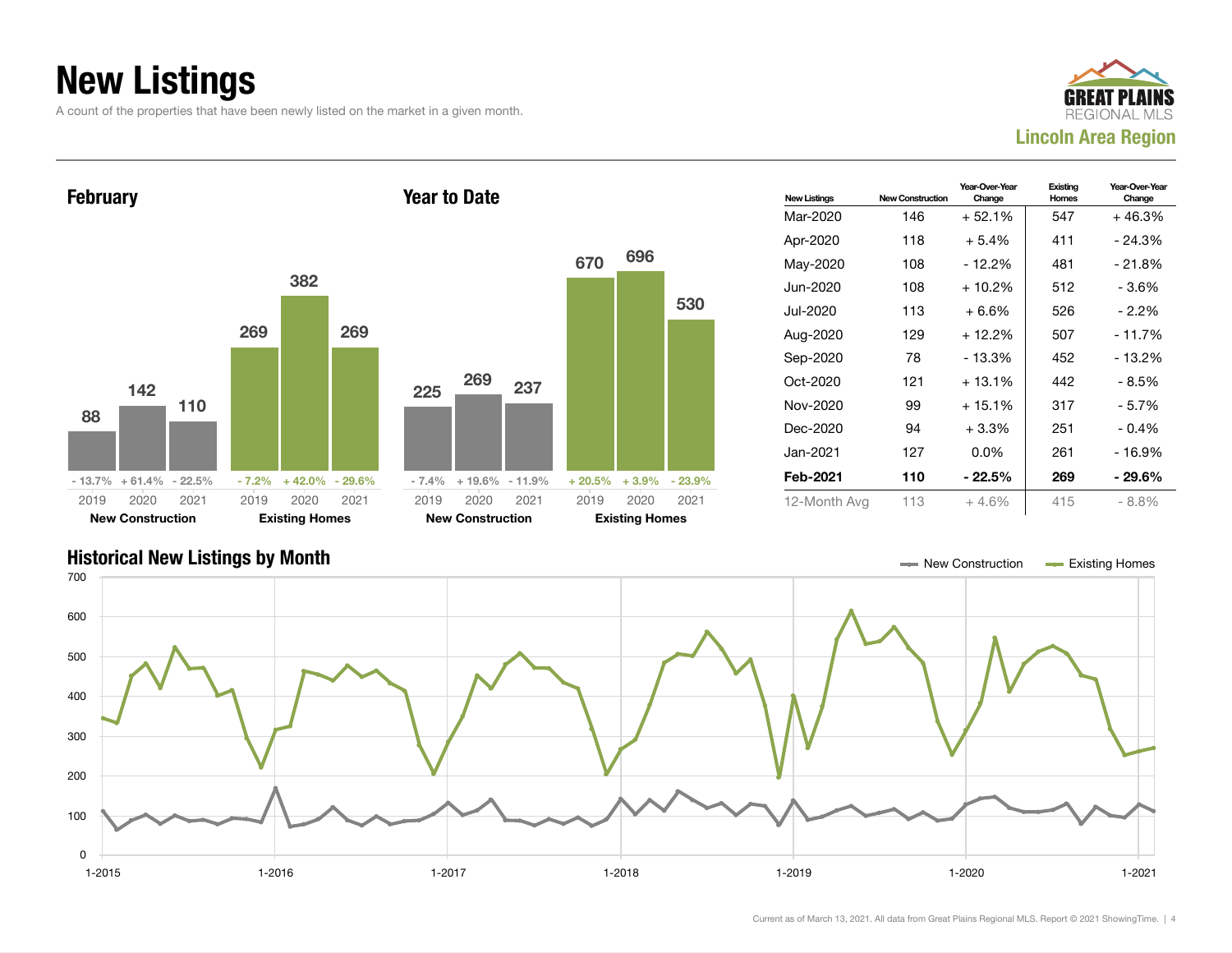# New Listings

A count of the properties that have been newly listed on the market in a given month.

**Lincoln Area Region**

## February

| | 2019 | 2020 | 2021 |
|---|---|---|---|
| New Construction | 88 | 142 | 110 |
| Change | - 13.7% | + 61.4% | - 22.5% |
| Existing Homes | 269 | 382 | 269 |
| Change | - 7.2% | + 42.0% | - 29.6% |

## Year to Date

| | 2019 | 2020 | 2021 |
|---|---|---|---|
| New Construction | 225 | 269 | 237 |
| Change | - 7.4% | + 19.6% | - 11.9% |
| Existing Homes | 670 | 696 | 530 |
| Change | + 20.5% | + 3.9% | - 23.9% |

| New Listings | New Construction | Year-Over-Year Change | Existing Homes | Year-Over-Year Change |
|---|---|---|---|---|
| Mar-2020 | 146 | + 52.1% | 547 | + 46.3% |
| Apr-2020 | 118 | + 5.4% | 411 | - 24.3% |
| May-2020 | 108 | - 12.2% | 481 | - 21.8% |
| Jun-2020 | 108 | + 10.2% | 512 | - 3.6% |
| Jul-2020 | 113 | + 6.6% | 526 | - 2.2% |
| Aug-2020 | 129 | + 12.2% | 507 | - 11.7% |
| Sep-2020 | 78 | - 13.3% | 452 | - 13.2% |
| Oct-2020 | 121 | + 13.1% | 442 | - 8.5% |
| Nov-2020 | 99 | + 15.1% | 317 | - 5.7% |
| Dec-2020 | 94 | + 3.3% | 251 | - 0.4% |
| Jan-2021 | 127 | 0.0% | 261 | - 16.9% |
| **Feb-2021** | **110** | **- 22.5%** | **269** | **- 29.6%** |
| 12-Month Avg | 113 | + 4.6% | 415 | - 8.8% |

## Historical New Listings by Month

Current as of March 13, 2021. All data from Great Plains Regional MLS. Report © 2021 ShowingTime.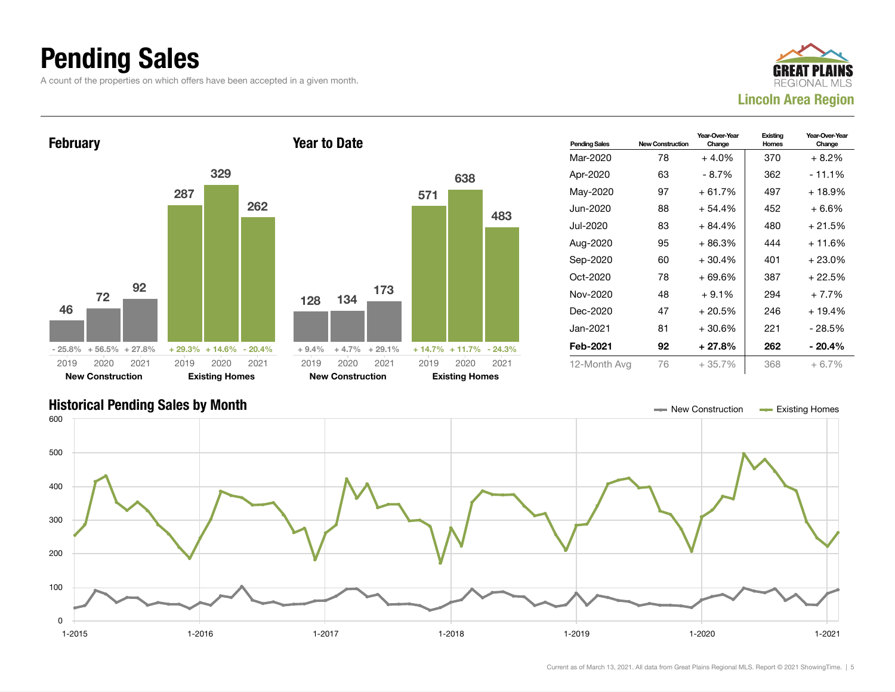# Pending Sales

A count of the properties on which offers have been accepted in a given month.

**GREAT PLAINS REGIONAL MLS**
**Lincoln Area Region**

## February

| | 2019 | 2020 | 2021 |
|---|---|---|---|
| New Construction | 46 | 72 | 92 |
| Change | - 25.8% | + 56.5% | + 27.8% |
| Existing Homes | 287 | 329 | 262 |
| Change | + 29.3% | + 14.6% | - 20.4% |

## Year to Date

| | 2019 | 2020 | 2021 |
|---|---|---|---|
| New Construction | 128 | 134 | 173 |
| Change | + 9.4% | + 4.7% | + 29.1% |
| Existing Homes | 571 | 638 | 483 |
| Change | + 14.7% | + 11.7% | - 24.3% |

| Pending Sales | New Construction | Year-Over-Year Change | Existing Homes | Year-Over-Year Change |
|---|---|---|---|---|
| Mar-2020 | 78 | + 4.0% | 370 | + 8.2% |
| Apr-2020 | 63 | - 8.7% | 362 | - 11.1% |
| May-2020 | 97 | + 61.7% | 497 | + 18.9% |
| Jun-2020 | 88 | + 54.4% | 452 | + 6.6% |
| Jul-2020 | 83 | + 84.4% | 480 | + 21.5% |
| Aug-2020 | 95 | + 86.3% | 444 | + 11.6% |
| Sep-2020 | 60 | + 30.4% | 401 | + 23.0% |
| Oct-2020 | 78 | + 69.6% | 387 | + 22.5% |
| Nov-2020 | 48 | + 9.1% | 294 | + 7.7% |
| Dec-2020 | 47 | + 20.5% | 246 | + 19.4% |
| Jan-2021 | 81 | + 30.6% | 221 | - 28.5% |
| **Feb-2021** | **92** | **+ 27.8%** | **262** | **- 20.4%** |
| 12-Month Avg | 76 | + 35.7% | 368 | + 6.7% |

## Historical Pending Sales by Month

New Construction / Existing Homes

Current as of March 13, 2021. All data from Great Plains Regional MLS. Report © 2021 ShowingTime.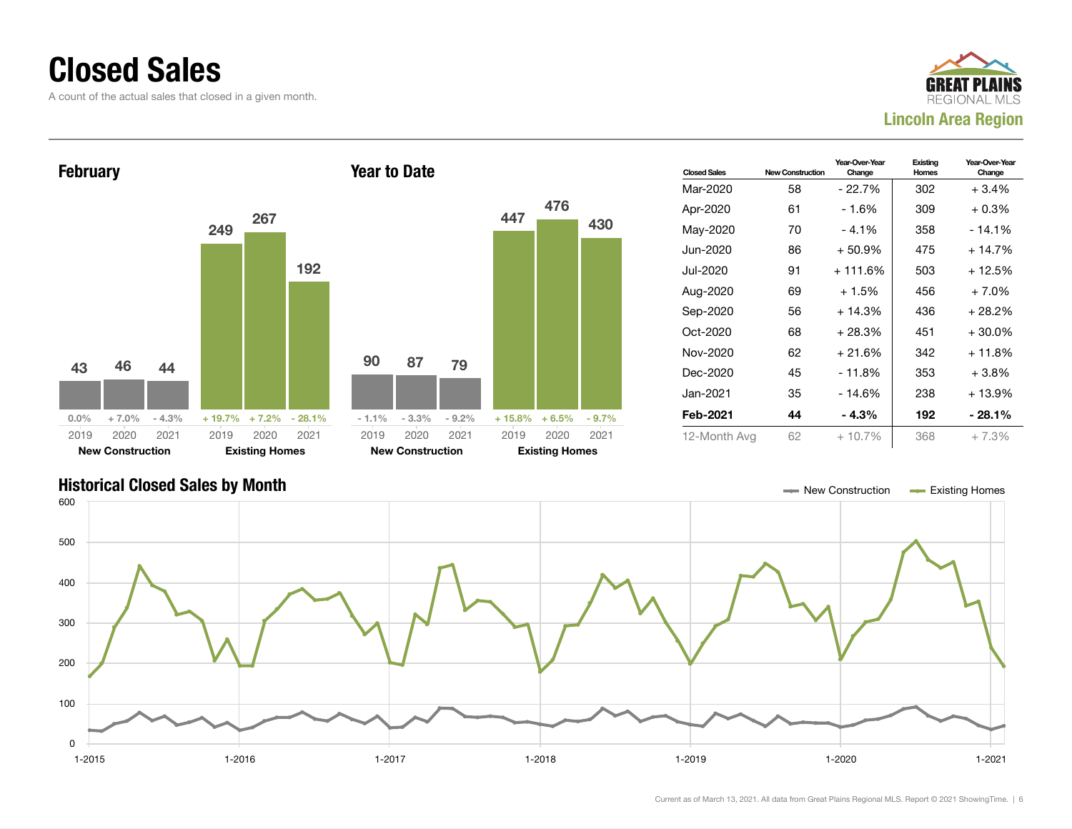# Closed Sales

A count of the actual sales that closed in a given month.

GREAT PLAINS REGIONAL MLS

**Lincoln Area Region**

## February

| | 2019 | 2020 | 2021 |
|---|---|---|---|
| New Construction | 43 | 46 | 44 |
| Change | 0.0% | + 7.0% | - 4.3% |
| Existing Homes | 249 | 267 | 192 |
| Change | + 19.7% | + 7.2% | - 28.1% |

## Year to Date

| | 2019 | 2020 | 2021 |
|---|---|---|---|
| New Construction | 90 | 87 | 79 |
| Change | - 1.1% | - 3.3% | - 9.2% |
| Existing Homes | 447 | 476 | 430 |
| Change | + 15.8% | + 6.5% | - 9.7% |

| Closed Sales | New Construction | Year-Over-Year Change | Existing Homes | Year-Over-Year Change |
|---|---|---|---|---|
| Mar-2020 | 58 | - 22.7% | 302 | + 3.4% |
| Apr-2020 | 61 | - 1.6% | 309 | + 0.3% |
| May-2020 | 70 | - 4.1% | 358 | - 14.1% |
| Jun-2020 | 86 | + 50.9% | 475 | + 14.7% |
| Jul-2020 | 91 | + 111.6% | 503 | + 12.5% |
| Aug-2020 | 69 | + 1.5% | 456 | + 7.0% |
| Sep-2020 | 56 | + 14.3% | 436 | + 28.2% |
| Oct-2020 | 68 | + 28.3% | 451 | + 30.0% |
| Nov-2020 | 62 | + 21.6% | 342 | + 11.8% |
| Dec-2020 | 45 | - 11.8% | 353 | + 3.8% |
| Jan-2021 | 35 | - 14.6% | 238 | + 13.9% |
| **Feb-2021** | **44** | **- 4.3%** | **192** | **- 28.1%** |
| 12-Month Avg | 62 | + 10.7% | 368 | + 7.3% |

## Historical Closed Sales by Month

New Construction — Existing Homes

Current as of March 13, 2021. All data from Great Plains Regional MLS. Report © 2021 ShowingTime.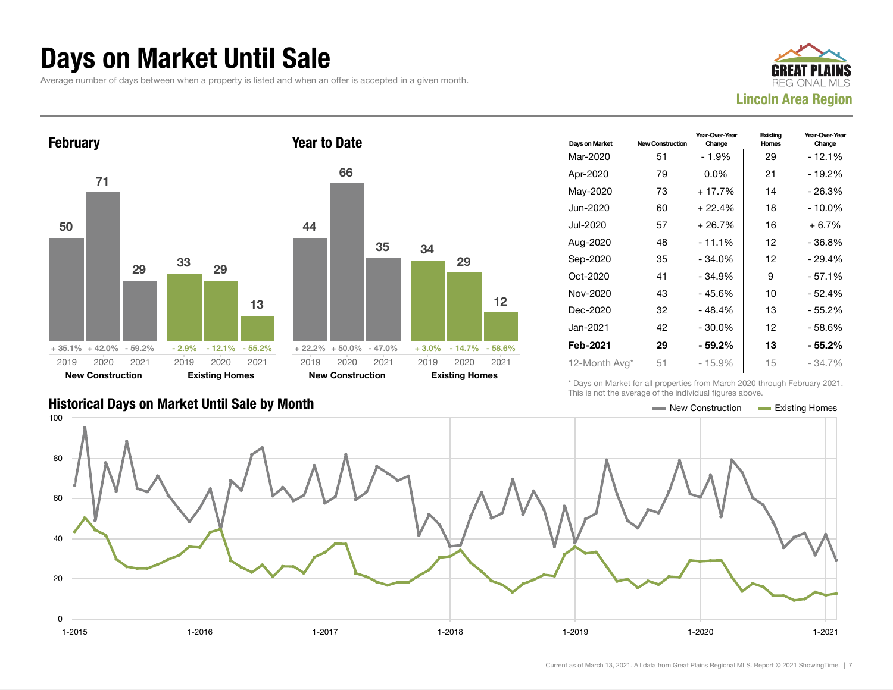# Days on Market Until Sale

Average number of days between when a property is listed and when an offer is accepted in a given month.

**GREAT PLAINS REGIONAL MLS**
**Lincoln Area Region**

## February

| | 2019 | 2020 | 2021 |
|---|---|---|---|
| New Construction | 50 | 71 | 29 |
| Change | + 35.1% | + 42.0% | - 59.2% |
| Existing Homes | 33 | 29 | 13 |
| Change | - 2.9% | - 12.1% | - 55.2% |

## Year to Date

| | 2019 | 2020 | 2021 |
|---|---|---|---|
| New Construction | 44 | 66 | 35 |
| Change | + 22.2% | + 50.0% | - 47.0% |
| Existing Homes | 34 | 29 | 12 |
| Change | + 3.0% | - 14.7% | - 58.6% |

| Days on Market | New Construction | Year-Over-Year Change | Existing Homes | Year-Over-Year Change |
|---|---|---|---|---|
| Mar-2020 | 51 | - 1.9% | 29 | - 12.1% |
| Apr-2020 | 79 | 0.0% | 21 | - 19.2% |
| May-2020 | 73 | + 17.7% | 14 | - 26.3% |
| Jun-2020 | 60 | + 22.4% | 18 | - 10.0% |
| Jul-2020 | 57 | + 26.7% | 16 | + 6.7% |
| Aug-2020 | 48 | - 11.1% | 12 | - 36.8% |
| Sep-2020 | 35 | - 34.0% | 12 | - 29.4% |
| Oct-2020 | 41 | - 34.9% | 9 | - 57.1% |
| Nov-2020 | 43 | - 45.6% | 10 | - 52.4% |
| Dec-2020 | 32 | - 48.4% | 13 | - 55.2% |
| Jan-2021 | 42 | - 30.0% | 12 | - 58.6% |
| **Feb-2021** | **29** | **- 59.2%** | **13** | **- 55.2%** |
| 12-Month Avg* | 51 | - 15.9% | 15 | - 34.7% |

\* Days on Market for all properties from March 2020 through February 2021. This is not the average of the individual figures above.

## Historical Days on Market Until Sale by Month

New Construction — Existing Homes

Current as of March 13, 2021. All data from Great Plains Regional MLS. Report © 2021 ShowingTime.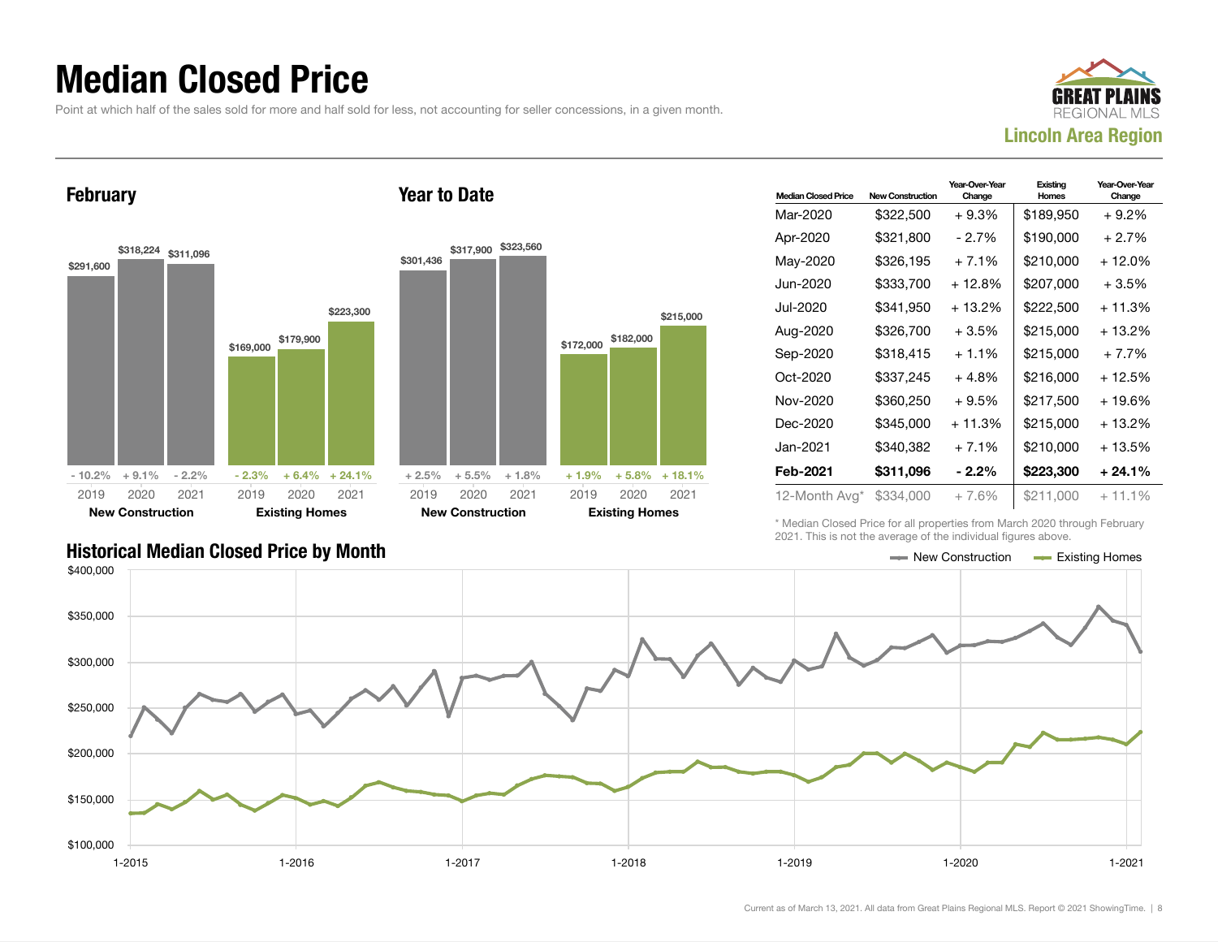# Median Closed Price

Point at which half of the sales sold for more and half sold for less, not accounting for seller concessions, in a given month.

**Lincoln Area Region**

## February

| | 2019 | 2020 | 2021 |
|---|---|---|---|
| New Construction | $291,600 | $318,224 | $311,096 |
| Change | - 10.2% | + 9.1% | - 2.2% |
| Existing Homes | $169,000 | $179,900 | $223,300 |
| Change | - 2.3% | + 6.4% | + 24.1% |

## Year to Date

| | 2019 | 2020 | 2021 |
|---|---|---|---|
| New Construction | $301,436 | $317,900 | $323,560 |
| Change | + 2.5% | + 5.5% | + 1.8% |
| Existing Homes | $172,000 | $182,000 | $215,000 |
| Change | + 1.9% | + 5.8% | + 18.1% |

| Median Closed Price | New Construction | Year-Over-Year Change | Existing Homes | Year-Over-Year Change |
|---|---|---|---|---|
| Mar-2020 | $322,500 | + 9.3% | $189,950 | + 9.2% |
| Apr-2020 | $321,800 | - 2.7% | $190,000 | + 2.7% |
| May-2020 | $326,195 | + 7.1% | $210,000 | + 12.0% |
| Jun-2020 | $333,700 | + 12.8% | $207,000 | + 3.5% |
| Jul-2020 | $341,950 | + 13.2% | $222,500 | + 11.3% |
| Aug-2020 | $326,700 | + 3.5% | $215,000 | + 13.2% |
| Sep-2020 | $318,415 | + 1.1% | $215,000 | + 7.7% |
| Oct-2020 | $337,245 | + 4.8% | $216,000 | + 12.5% |
| Nov-2020 | $360,250 | + 9.5% | $217,500 | + 19.6% |
| Dec-2020 | $345,000 | + 11.3% | $215,000 | + 13.2% |
| Jan-2021 | $340,382 | + 7.1% | $210,000 | + 13.5% |
| **Feb-2021** | **$311,096** | **- 2.2%** | **$223,300** | **+ 24.1%** |
| 12-Month Avg* | $334,000 | + 7.6% | $211,000 | + 11.1% |

\* Median Closed Price for all properties from March 2020 through February 2021. This is not the average of the individual figures above.

## Historical Median Closed Price by Month

New Construction — Existing Homes

Current as of March 13, 2021. All data from Great Plains Regional MLS. Report © 2021 ShowingTime.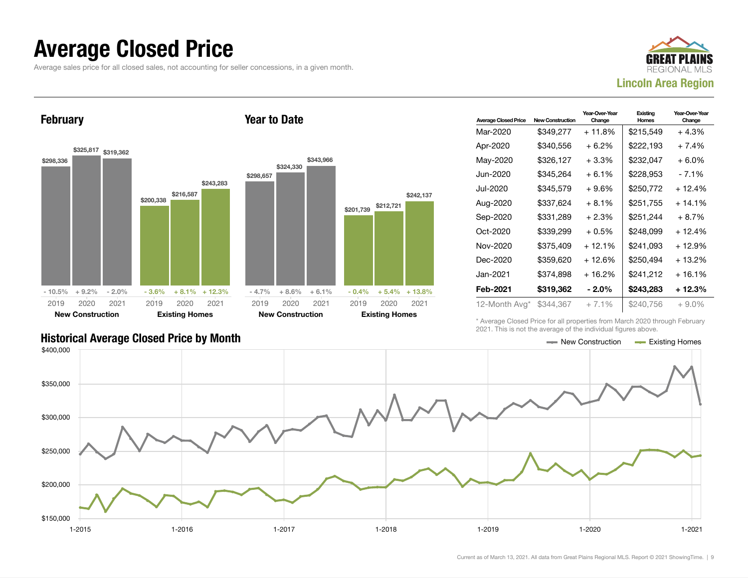# Average Closed Price

Average sales price for all closed sales, not accounting for seller concessions, in a given month.

**GREAT PLAINS REGIONAL MLS**
**Lincoln Area Region**

## February

| | 2019 | 2020 | 2021 |
|---|---|---|---|
| New Construction | $298,336 | $325,817 | $319,362 |
| Change | - 10.5% | + 9.2% | - 2.0% |
| Existing Homes | $200,338 | $216,587 | $243,283 |
| Change | - 3.6% | + 8.1% | + 12.3% |

## Year to Date

| | 2019 | 2020 | 2021 |
|---|---|---|---|
| New Construction | $298,657 | $324,330 | $343,966 |
| Change | - 4.7% | + 8.6% | + 6.1% |
| Existing Homes | $201,739 | $212,721 | $242,137 |
| Change | - 0.4% | + 5.4% | + 13.8% |

| Average Closed Price | New Construction | Year-Over-Year Change | Existing Homes | Year-Over-Year Change |
|---|---|---|---|---|
| Mar-2020 | $349,277 | + 11.8% | $215,549 | + 4.3% |
| Apr-2020 | $340,556 | + 6.2% | $222,193 | + 7.4% |
| May-2020 | $326,127 | + 3.3% | $232,047 | + 6.0% |
| Jun-2020 | $345,264 | + 6.1% | $228,953 | - 7.1% |
| Jul-2020 | $345,579 | + 9.6% | $250,772 | + 12.4% |
| Aug-2020 | $337,624 | + 8.1% | $251,755 | + 14.1% |
| Sep-2020 | $331,289 | + 2.3% | $251,244 | + 8.7% |
| Oct-2020 | $339,299 | + 0.5% | $248,099 | + 12.4% |
| Nov-2020 | $375,409 | + 12.1% | $241,093 | + 12.9% |
| Dec-2020 | $359,620 | + 12.6% | $250,494 | + 13.2% |
| Jan-2021 | $374,898 | + 16.2% | $241,212 | + 16.1% |
| **Feb-2021** | **$319,362** | **- 2.0%** | **$243,283** | **+ 12.3%** |
| 12-Month Avg* | $344,367 | + 7.1% | $240,756 | + 9.0% |

\* Average Closed Price for all properties from March 2020 through February 2021. This is not the average of the individual figures above.

## Historical Average Closed Price by Month

New Construction — Existing Homes

Current as of March 13, 2021. All data from Great Plains Regional MLS. Report © 2021 ShowingTime.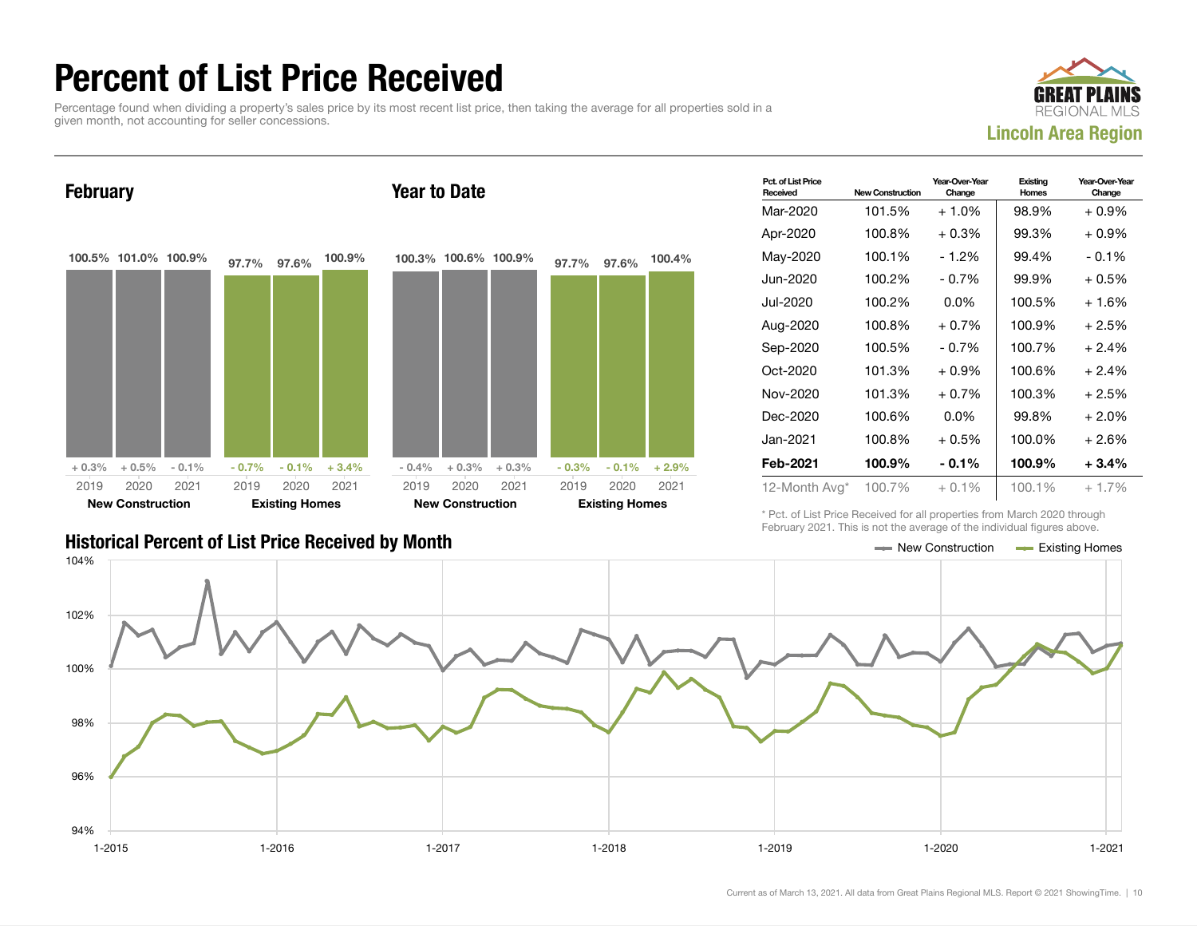# Percent of List Price Received

Percentage found when dividing a property's sales price by its most recent list price, then taking the average for all properties sold in a given month, not accounting for seller concessions.

GREAT PLAINS REGIONAL MLS
**Lincoln Area Region**

## February

| | 2019 | 2020 | 2021 |
|---|---|---|---|
| **New Construction** | 100.5% (+ 0.3%) | 101.0% (+ 0.5%) | 100.9% (- 0.1%) |
| **Existing Homes** | 97.7% (- 0.7%) | 97.6% (- 0.1%) | 100.9% (+ 3.4%) |

## Year to Date

| | 2019 | 2020 | 2021 |
|---|---|---|---|
| **New Construction** | 100.3% (- 0.4%) | 100.6% (+ 0.3%) | 100.9% (+ 0.3%) |
| **Existing Homes** | 97.7% (- 0.3%) | 97.6% (- 0.1%) | 100.4% (+ 2.9%) |

| Pct. of List Price Received | New Construction | Year-Over-Year Change | Existing Homes | Year-Over-Year Change |
|---|---|---|---|---|
| Mar-2020 | 101.5% | + 1.0% | 98.9% | + 0.9% |
| Apr-2020 | 100.8% | + 0.3% | 99.3% | + 0.9% |
| May-2020 | 100.1% | - 1.2% | 99.4% | - 0.1% |
| Jun-2020 | 100.2% | - 0.7% | 99.9% | + 0.5% |
| Jul-2020 | 100.2% | 0.0% | 100.5% | + 1.6% |
| Aug-2020 | 100.8% | + 0.7% | 100.9% | + 2.5% |
| Sep-2020 | 100.5% | - 0.7% | 100.7% | + 2.4% |
| Oct-2020 | 101.3% | + 0.9% | 100.6% | + 2.4% |
| Nov-2020 | 101.3% | + 0.7% | 100.3% | + 2.5% |
| Dec-2020 | 100.6% | 0.0% | 99.8% | + 2.0% |
| Jan-2021 | 100.8% | + 0.5% | 100.0% | + 2.6% |
| **Feb-2021** | **100.9%** | **- 0.1%** | **100.9%** | **+ 3.4%** |
| 12-Month Avg* | 100.7% | + 0.1% | 100.1% | + 1.7% |

\* Pct. of List Price Received for all properties from March 2020 through February 2021. This is not the average of the individual figures above.

## Historical Percent of List Price Received by Month

Legend: New Construction, Existing Homes

Y-axis: 94%, 96%, 98%, 100%, 102%, 104%

X-axis: 1-2015, 1-2016, 1-2017, 1-2018, 1-2019, 1-2020, 1-2021

Current as of March 13, 2021. All data from Great Plains Regional MLS. Report © 2021 ShowingTime.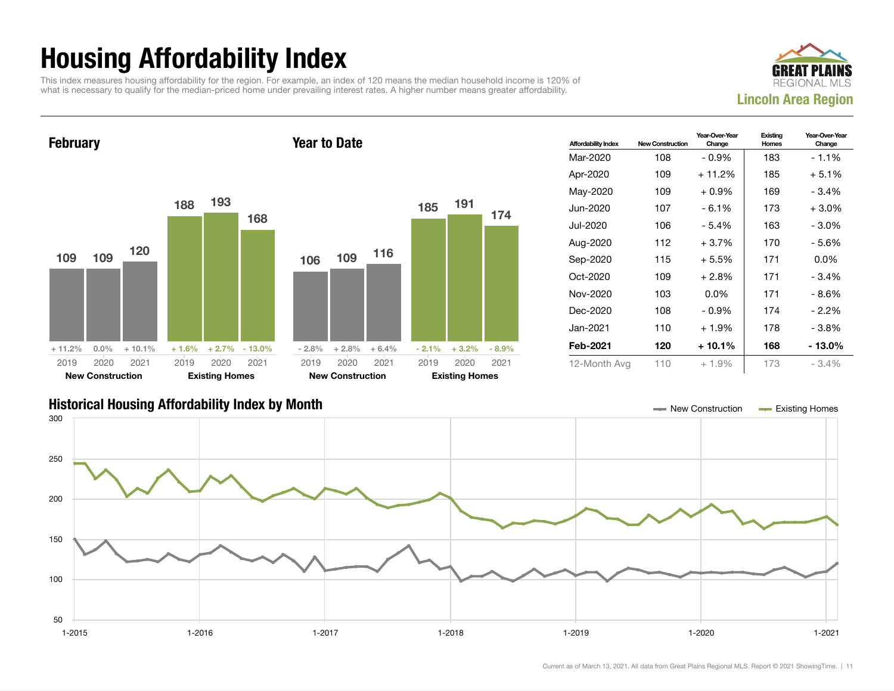# Housing Affordability Index

This index measures housing affordability for the region. For example, an index of 120 means the median household income is 120% of what is necessary to qualify for the median-priced home under prevailing interest rates. A higher number means greater affordability.

GREAT PLAINS REGIONAL MLS

**Lincoln Area Region**

## February

| | 2019 | 2020 | 2021 |
|---|---|---|---|
| New Construction | 109 (+ 11.2%) | 109 (0.0%) | 120 (+ 10.1%) |
| Existing Homes | 188 (+ 1.6%) | 193 (+ 2.7%) | 168 (- 13.0%) |

## Year to Date

| | 2019 | 2020 | 2021 |
|---|---|---|---|
| New Construction | 106 (- 2.8%) | 109 (+ 2.8%) | 116 (+ 6.4%) |
| Existing Homes | 185 (- 2.1%) | 191 (+ 3.2%) | 174 (- 8.9%) |

| Affordability Index | New Construction | Year-Over-Year Change | Existing Homes | Year-Over-Year Change |
|---|---|---|---|---|
| Mar-2020 | 108 | - 0.9% | 183 | - 1.1% |
| Apr-2020 | 109 | + 11.2% | 185 | + 5.1% |
| May-2020 | 109 | + 0.9% | 169 | - 3.4% |
| Jun-2020 | 107 | - 6.1% | 173 | + 3.0% |
| Jul-2020 | 106 | - 5.4% | 163 | - 3.0% |
| Aug-2020 | 112 | + 3.7% | 170 | - 5.6% |
| Sep-2020 | 115 | + 5.5% | 171 | 0.0% |
| Oct-2020 | 109 | + 2.8% | 171 | - 3.4% |
| Nov-2020 | 103 | 0.0% | 171 | - 8.6% |
| Dec-2020 | 108 | - 0.9% | 174 | - 2.2% |
| Jan-2021 | 110 | + 1.9% | 178 | - 3.8% |
| **Feb-2021** | **120** | **+ 10.1%** | **168** | **- 13.0%** |
| 12-Month Avg | 110 | + 1.9% | 173 | - 3.4% |

## Historical Housing Affordability Index by Month

New Construction — Existing Homes

Current as of March 13, 2021. All data from Great Plains Regional MLS. Report © 2021 ShowingTime.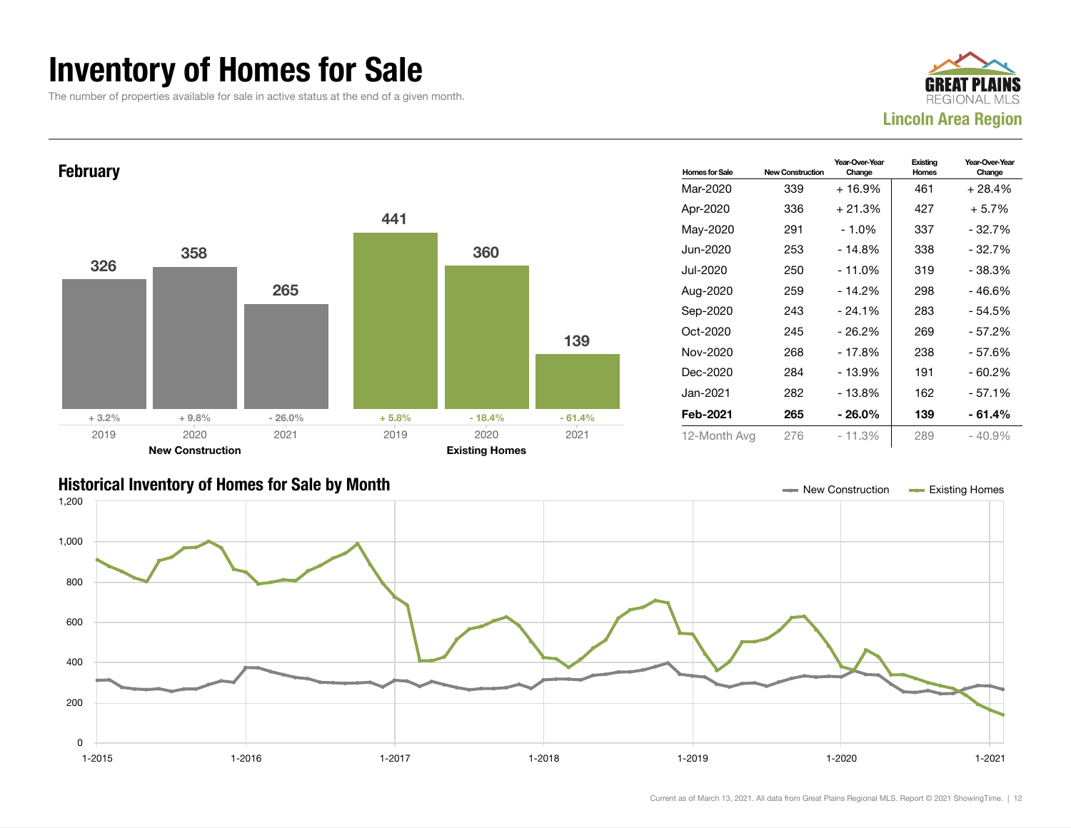# Inventory of Homes for Sale

The number of properties available for sale in active status at the end of a given month.

GREAT PLAINS REGIONAL MLS
**Lincoln Area Region**

## February

| | 2019 | 2020 | 2021 |
|---|---|---|---|
| **New Construction** | 326 | 358 | 265 |
| | + 3.2% | + 9.8% | - 26.0% |
| **Existing Homes** | 441 | 360 | 139 |
| | + 5.8% | - 18.4% | - 61.4% |

| Homes for Sale | New Construction | Year-Over-Year Change | Existing Homes | Year-Over-Year Change |
|---|---|---|---|---|
| Mar-2020 | 339 | + 16.9% | 461 | + 28.4% |
| Apr-2020 | 336 | + 21.3% | 427 | + 5.7% |
| May-2020 | 291 | - 1.0% | 337 | - 32.7% |
| Jun-2020 | 253 | - 14.8% | 338 | - 32.7% |
| Jul-2020 | 250 | - 11.0% | 319 | - 38.3% |
| Aug-2020 | 259 | - 14.2% | 298 | - 46.6% |
| Sep-2020 | 243 | - 24.1% | 283 | - 54.5% |
| Oct-2020 | 245 | - 26.2% | 269 | - 57.2% |
| Nov-2020 | 268 | - 17.8% | 238 | - 57.6% |
| Dec-2020 | 284 | - 13.9% | 191 | - 60.2% |
| Jan-2021 | 282 | - 13.8% | 162 | - 57.1% |
| **Feb-2021** | **265** | **- 26.0%** | **139** | **- 61.4%** |
| 12-Month Avg | 276 | - 11.3% | 289 | - 40.9% |

## Historical Inventory of Homes for Sale by Month

New Construction — Existing Homes

Current as of March 13, 2021. All data from Great Plains Regional MLS. Report © 2021 ShowingTime.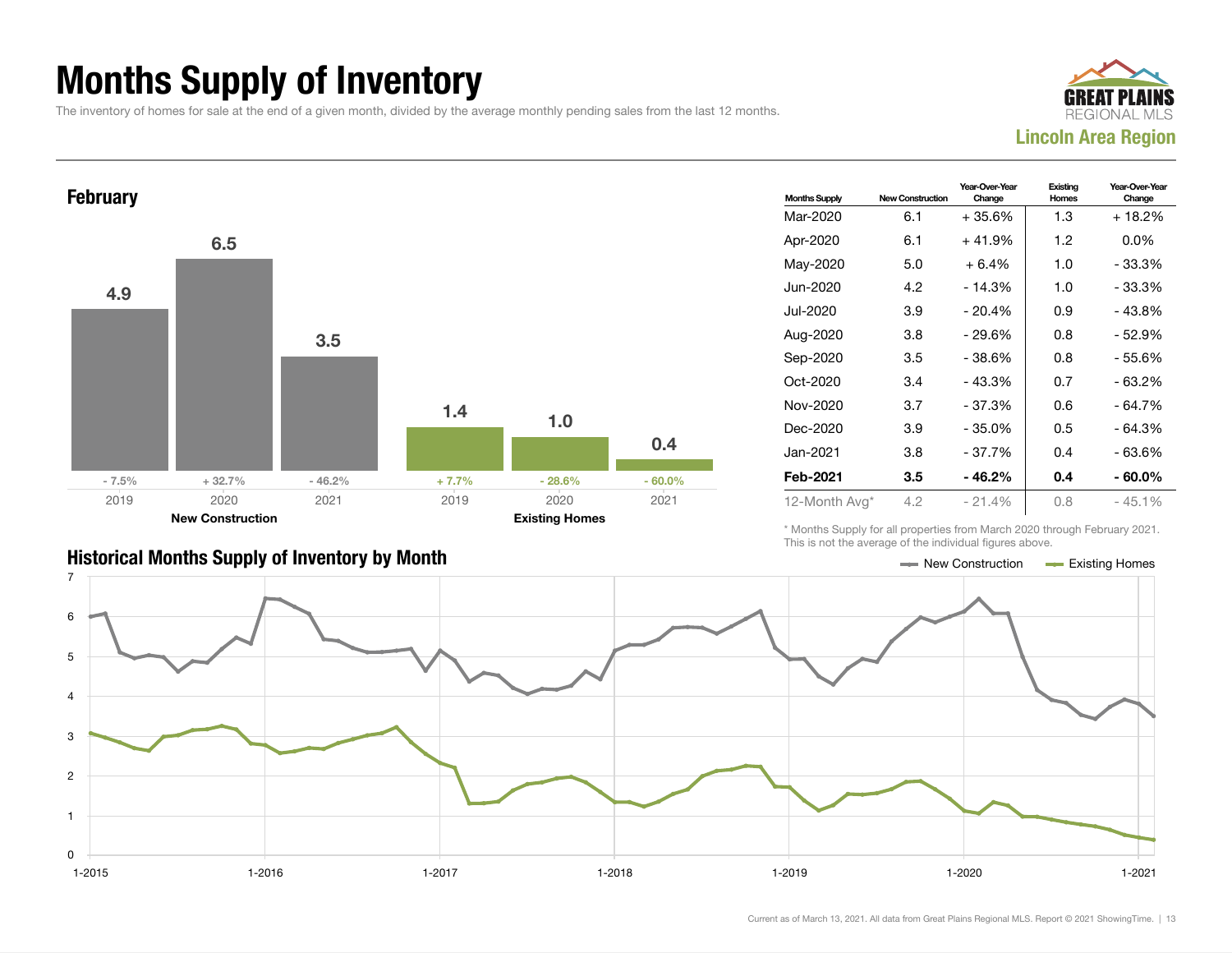# Months Supply of Inventory

The inventory of homes for sale at the end of a given month, divided by the average monthly pending sales from the last 12 months.

GREAT PLAINS REGIONAL MLS

**Lincoln Area Region**

## February

| | 2019 | 2020 | 2021 |
|---|---|---|---|
| New Construction | 4.9 (- 7.5%) | 6.5 (+ 32.7%) | 3.5 (- 46.2%) |
| Existing Homes | 1.4 (+ 7.7%) | 1.0 (- 28.6%) | 0.4 (- 60.0%) |

| Months Supply | New Construction | Year-Over-Year Change | Existing Homes | Year-Over-Year Change |
|---|---|---|---|---|
| Mar-2020 | 6.1 | + 35.6% | 1.3 | + 18.2% |
| Apr-2020 | 6.1 | + 41.9% | 1.2 | 0.0% |
| May-2020 | 5.0 | + 6.4% | 1.0 | - 33.3% |
| Jun-2020 | 4.2 | - 14.3% | 1.0 | - 33.3% |
| Jul-2020 | 3.9 | - 20.4% | 0.9 | - 43.8% |
| Aug-2020 | 3.8 | - 29.6% | 0.8 | - 52.9% |
| Sep-2020 | 3.5 | - 38.6% | 0.8 | - 55.6% |
| Oct-2020 | 3.4 | - 43.3% | 0.7 | - 63.2% |
| Nov-2020 | 3.7 | - 37.3% | 0.6 | - 64.7% |
| Dec-2020 | 3.9 | - 35.0% | 0.5 | - 64.3% |
| Jan-2021 | 3.8 | - 37.7% | 0.4 | - 63.6% |
| **Feb-2021** | **3.5** | **- 46.2%** | **0.4** | **- 60.0%** |
| 12-Month Avg* | 4.2 | - 21.4% | 0.8 | - 45.1% |

* Months Supply for all properties from March 2020 through February 2021. This is not the average of the individual figures above.

## Historical Months Supply of Inventory by Month

New Construction — Existing Homes

Current as of March 13, 2021. All data from Great Plains Regional MLS. Report © 2021 ShowingTime.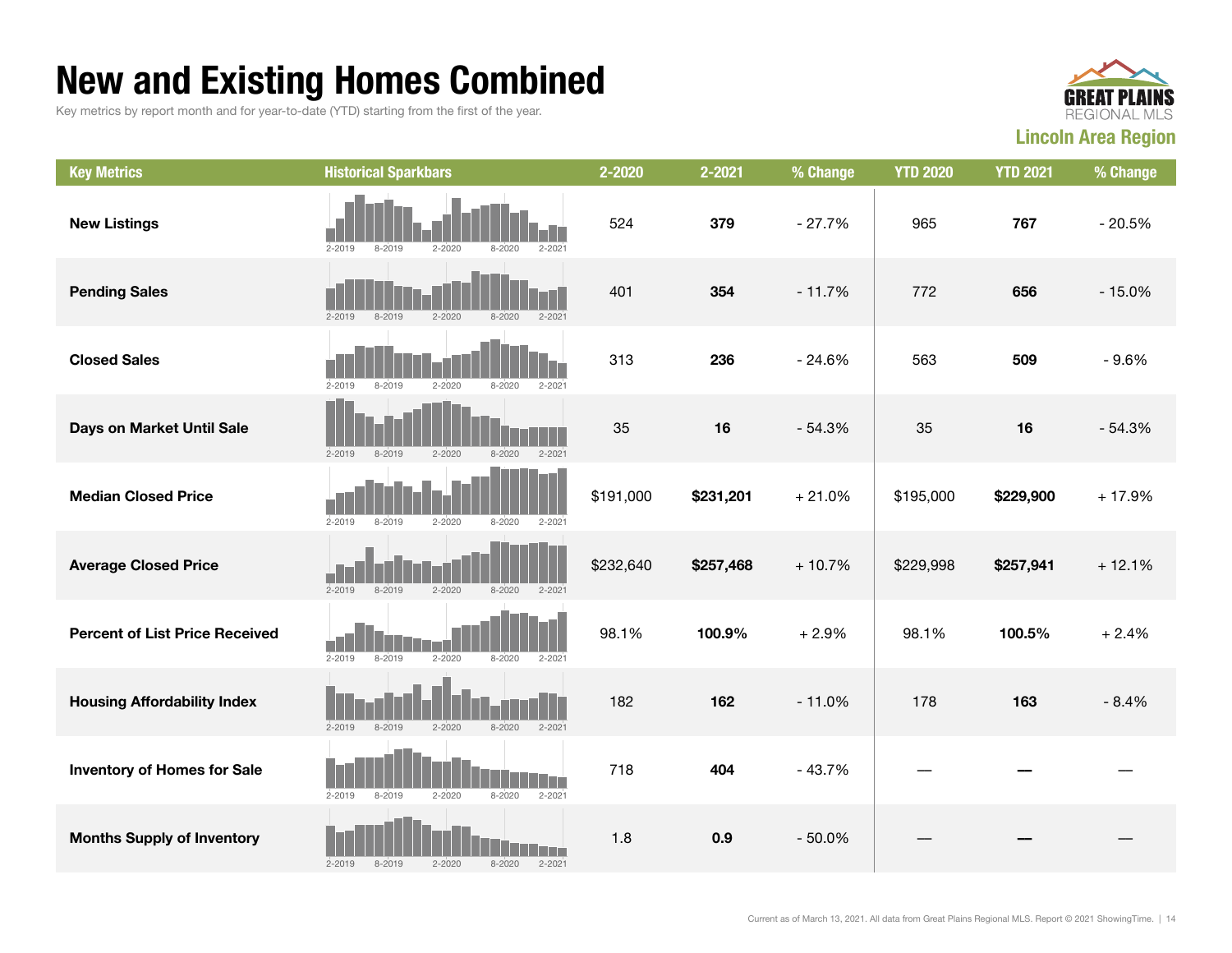# New and Existing Homes Combined

Key metrics by report month and for year-to-date (YTD) starting from the first of the year.

GREAT PLAINS REGIONAL MLS

**Lincoln Area Region**

| Key Metrics | Historical Sparkbars | 2-2020 | 2-2021 | % Change | YTD 2020 | YTD 2021 | % Change |
|---|---|---|---|---|---|---|---|
| **New Listings** | 2-2019 8-2019 2-2020 8-2020 2-2021 | 524 | **379** | - 27.7% | 965 | **767** | - 20.5% |
| **Pending Sales** | 2-2019 8-2019 2-2020 8-2020 2-2021 | 401 | **354** | - 11.7% | 772 | **656** | - 15.0% |
| **Closed Sales** | 2-2019 8-2019 2-2020 8-2020 2-2021 | 313 | **236** | - 24.6% | 563 | **509** | - 9.6% |
| **Days on Market Until Sale** | 2-2019 8-2019 2-2020 8-2020 2-2021 | 35 | **16** | - 54.3% | 35 | **16** | - 54.3% |
| **Median Closed Price** | 2-2019 8-2019 2-2020 8-2020 2-2021 | $191,000 | **$231,201** | + 21.0% | $195,000 | **$229,900** | + 17.9% |
| **Average Closed Price** | 2-2019 8-2019 2-2020 8-2020 2-2021 | $232,640 | **$257,468** | + 10.7% | $229,998 | **$257,941** | + 12.1% |
| **Percent of List Price Received** | 2-2019 8-2019 2-2020 8-2020 2-2021 | 98.1% | **100.9%** | + 2.9% | 98.1% | **100.5%** | + 2.4% |
| **Housing Affordability Index** | 2-2019 8-2019 2-2020 8-2020 2-2021 | 182 | **162** | - 11.0% | 178 | **163** | - 8.4% |
| **Inventory of Homes for Sale** | 2-2019 8-2019 2-2020 8-2020 2-2021 | 718 | **404** | - 43.7% | — | **—** | — |
| **Months Supply of Inventory** | 2-2019 8-2019 2-2020 8-2020 2-2021 | 1.8 | **0.9** | - 50.0% | — | **—** | — |

Current as of March 13, 2021. All data from Great Plains Regional MLS. Report © 2021 ShowingTime.